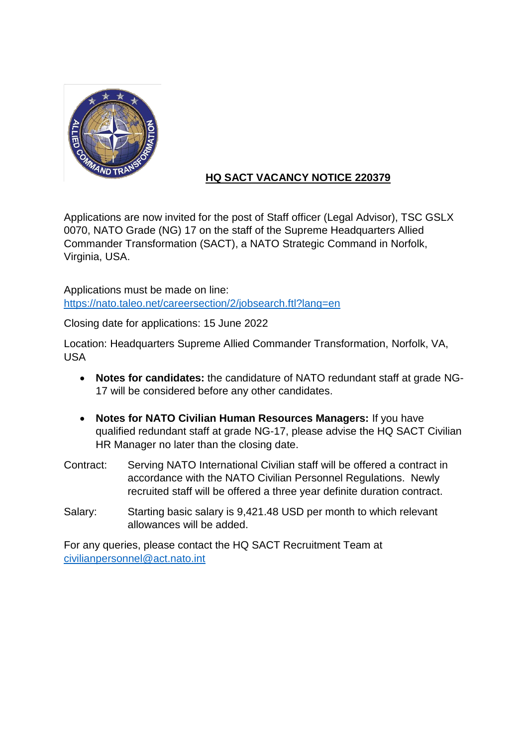# HQ SACT VACANCY NOTICE 220379

Applications are now invited for the post of Staff officer (Legal Advisor), TSC GSLX 0070, NATO Grade (NG) 17 on the staff of the Supreme Headquarters Allied Commander Transformation (SACT), a NATO Strategic Command in Norfolk, Virginia, USA.

Applications must be made on line:
https://nato.taleo.net/careersection/2/jobsearch.ftl?lang=en

Closing date for applications: 15 June 2022

Location: Headquarters Supreme Allied Commander Transformation, Norfolk, VA, USA

- **Notes for candidates:** the candidature of NATO redundant staff at grade NG-17 will be considered before any other candidates.
- **Notes for NATO Civilian Human Resources Managers:** If you have qualified redundant staff at grade NG-17, please advise the HQ SACT Civilian HR Manager no later than the closing date.

Contract: Serving NATO International Civilian staff will be offered a contract in accordance with the NATO Civilian Personnel Regulations. Newly recruited staff will be offered a three year definite duration contract.

Salary: Starting basic salary is 9,421.48 USD per month to which relevant allowances will be added.

For any queries, please contact the HQ SACT Recruitment Team at civilianpersonnel@act.nato.int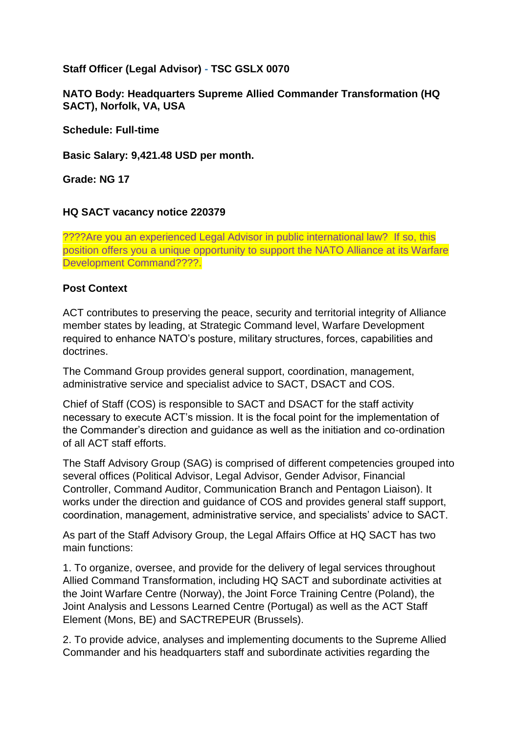**Staff Officer (Legal Advisor) - TSC GSLX 0070**

**NATO Body: Headquarters Supreme Allied Commander Transformation (HQ SACT), Norfolk, VA, USA**

**Schedule: Full-time**

**Basic Salary: 9,421.48 USD per month.**

**Grade: NG 17**

**HQ SACT vacancy notice 220379**

????Are you an experienced Legal Advisor in public international law?  If so, this position offers you a unique opportunity to support the NATO Alliance at its Warfare Development Command????.

**Post Context**

ACT contributes to preserving the peace, security and territorial integrity of Alliance member states by leading, at Strategic Command level, Warfare Development required to enhance NATO's posture, military structures, forces, capabilities and doctrines.

The Command Group provides general support, coordination, management, administrative service and specialist advice to SACT, DSACT and COS.

Chief of Staff (COS) is responsible to SACT and DSACT for the staff activity necessary to execute ACT's mission. It is the focal point for the implementation of the Commander's direction and guidance as well as the initiation and co-ordination of all ACT staff efforts.

The Staff Advisory Group (SAG) is comprised of different competencies grouped into several offices (Political Advisor, Legal Advisor, Gender Advisor, Financial Controller, Command Auditor, Communication Branch and Pentagon Liaison). It works under the direction and guidance of COS and provides general staff support, coordination, management, administrative service, and specialists' advice to SACT.

As part of the Staff Advisory Group, the Legal Affairs Office at HQ SACT has two main functions:

1. To organize, oversee, and provide for the delivery of legal services throughout Allied Command Transformation, including HQ SACT and subordinate activities at the Joint Warfare Centre (Norway), the Joint Force Training Centre (Poland), the Joint Analysis and Lessons Learned Centre (Portugal) as well as the ACT Staff Element (Mons, BE) and SACTREPEUR (Brussels).

2. To provide advice, analyses and implementing documents to the Supreme Allied Commander and his headquarters staff and subordinate activities regarding the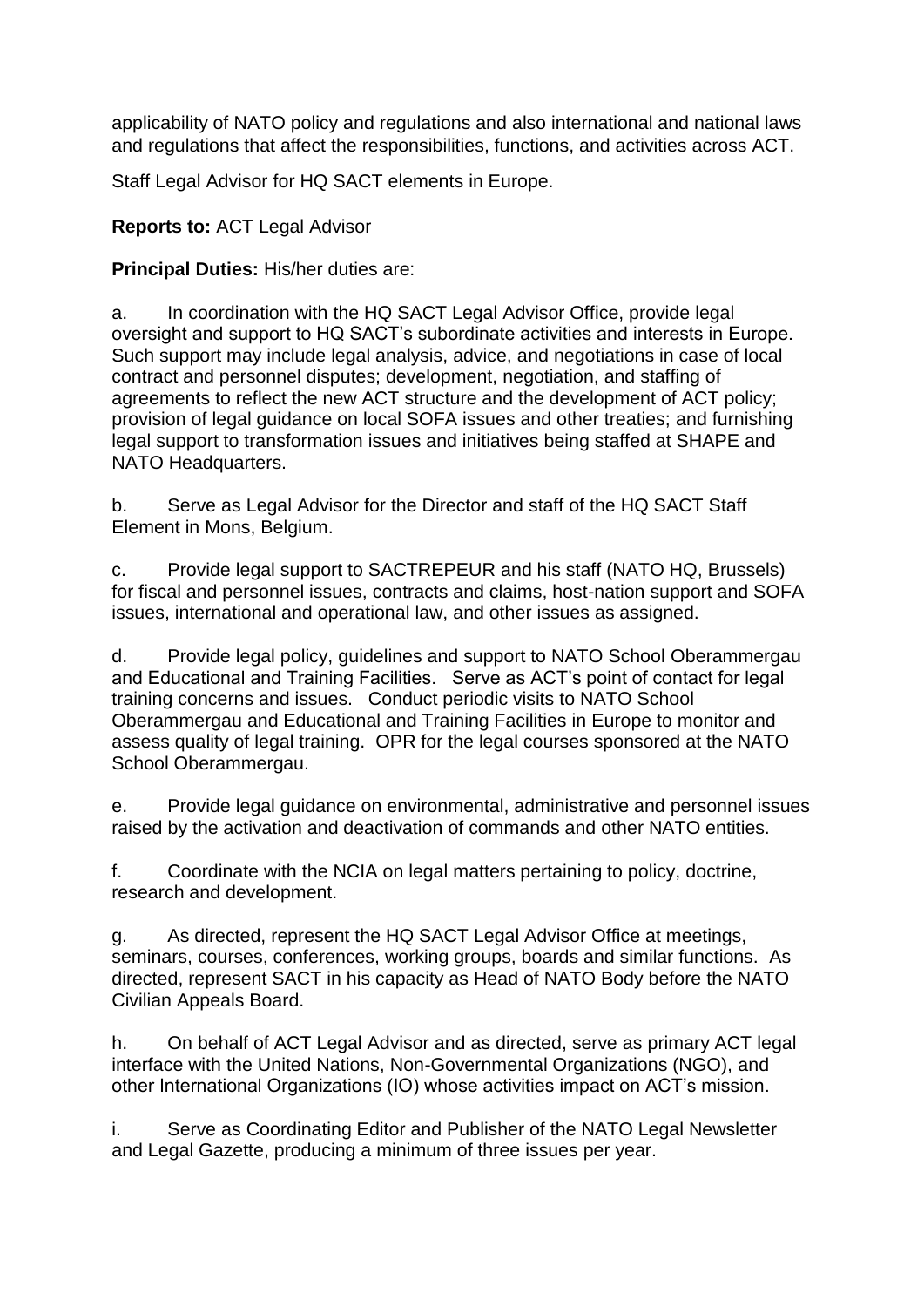applicability of NATO policy and regulations and also international and national laws and regulations that affect the responsibilities, functions, and activities across ACT.

Staff Legal Advisor for HQ SACT elements in Europe.

**Reports to:** ACT Legal Advisor

**Principal Duties:** His/her duties are:

a. In coordination with the HQ SACT Legal Advisor Office, provide legal oversight and support to HQ SACT's subordinate activities and interests in Europe. Such support may include legal analysis, advice, and negotiations in case of local contract and personnel disputes; development, negotiation, and staffing of agreements to reflect the new ACT structure and the development of ACT policy; provision of legal guidance on local SOFA issues and other treaties; and furnishing legal support to transformation issues and initiatives being staffed at SHAPE and NATO Headquarters.

b. Serve as Legal Advisor for the Director and staff of the HQ SACT Staff Element in Mons, Belgium.

c. Provide legal support to SACTREPEUR and his staff (NATO HQ, Brussels) for fiscal and personnel issues, contracts and claims, host-nation support and SOFA issues, international and operational law, and other issues as assigned.

d. Provide legal policy, guidelines and support to NATO School Oberammergau and Educational and Training Facilities. Serve as ACT's point of contact for legal training concerns and issues. Conduct periodic visits to NATO School Oberammergau and Educational and Training Facilities in Europe to monitor and assess quality of legal training. OPR for the legal courses sponsored at the NATO School Oberammergau.

e. Provide legal guidance on environmental, administrative and personnel issues raised by the activation and deactivation of commands and other NATO entities.

f. Coordinate with the NCIA on legal matters pertaining to policy, doctrine, research and development.

g. As directed, represent the HQ SACT Legal Advisor Office at meetings, seminars, courses, conferences, working groups, boards and similar functions. As directed, represent SACT in his capacity as Head of NATO Body before the NATO Civilian Appeals Board.

h. On behalf of ACT Legal Advisor and as directed, serve as primary ACT legal interface with the United Nations, Non-Governmental Organizations (NGO), and other International Organizations (IO) whose activities impact on ACT's mission.

i. Serve as Coordinating Editor and Publisher of the NATO Legal Newsletter and Legal Gazette, producing a minimum of three issues per year.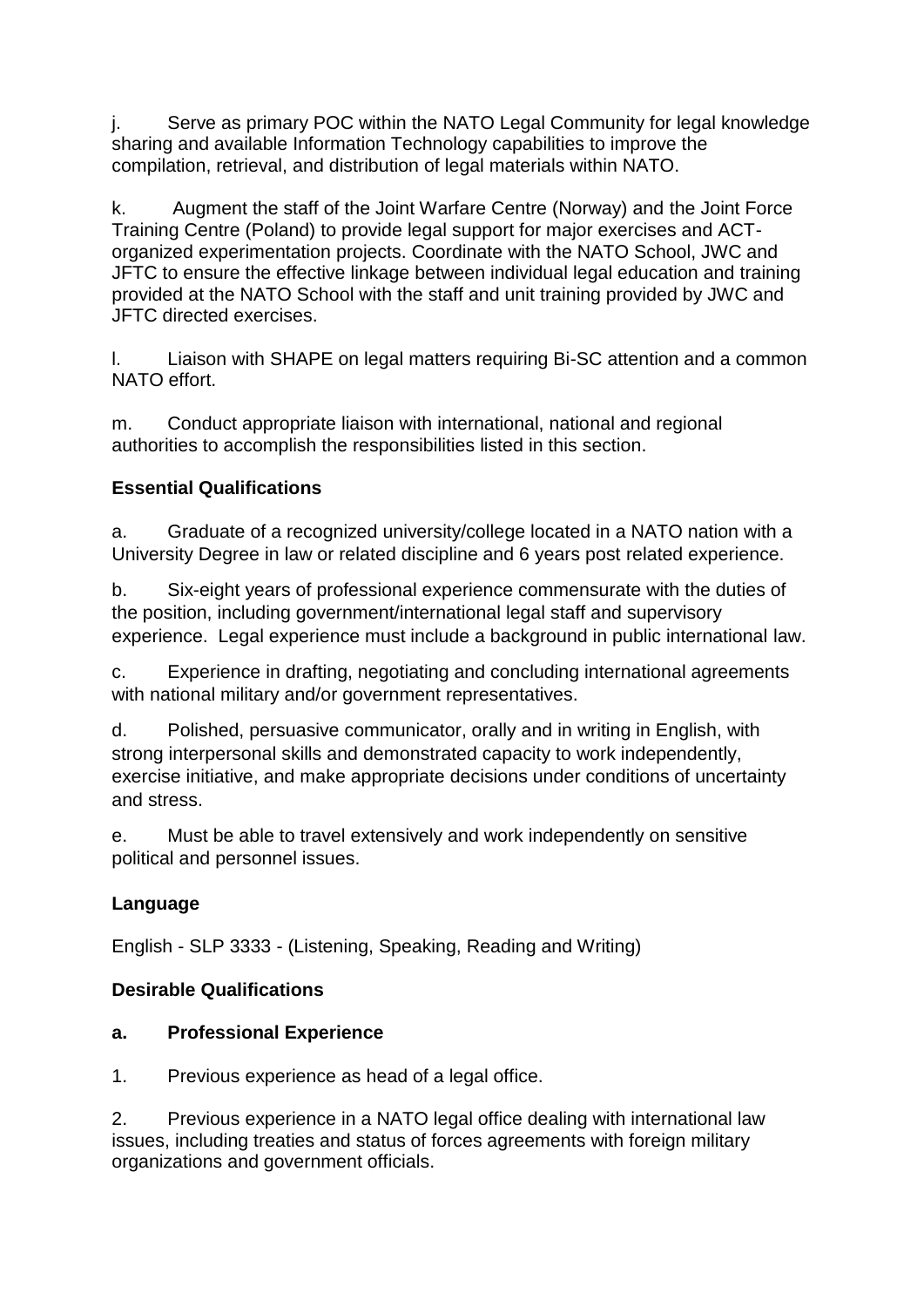j. Serve as primary POC within the NATO Legal Community for legal knowledge sharing and available Information Technology capabilities to improve the compilation, retrieval, and distribution of legal materials within NATO.

k. Augment the staff of the Joint Warfare Centre (Norway) and the Joint Force Training Centre (Poland) to provide legal support for major exercises and ACT-organized experimentation projects. Coordinate with the NATO School, JWC and JFTC to ensure the effective linkage between individual legal education and training provided at the NATO School with the staff and unit training provided by JWC and JFTC directed exercises.

l. Liaison with SHAPE on legal matters requiring Bi-SC attention and a common NATO effort.

m. Conduct appropriate liaison with international, national and regional authorities to accomplish the responsibilities listed in this section.

**Essential Qualifications**

a. Graduate of a recognized university/college located in a NATO nation with a University Degree in law or related discipline and 6 years post related experience.

b. Six-eight years of professional experience commensurate with the duties of the position, including government/international legal staff and supervisory experience. Legal experience must include a background in public international law.

c. Experience in drafting, negotiating and concluding international agreements with national military and/or government representatives.

d. Polished, persuasive communicator, orally and in writing in English, with strong interpersonal skills and demonstrated capacity to work independently, exercise initiative, and make appropriate decisions under conditions of uncertainty and stress.

e. Must be able to travel extensively and work independently on sensitive political and personnel issues.

**Language**

English - SLP 3333 - (Listening, Speaking, Reading and Writing)

**Desirable Qualifications**

**a. Professional Experience**

1. Previous experience as head of a legal office.

2. Previous experience in a NATO legal office dealing with international law issues, including treaties and status of forces agreements with foreign military organizations and government officials.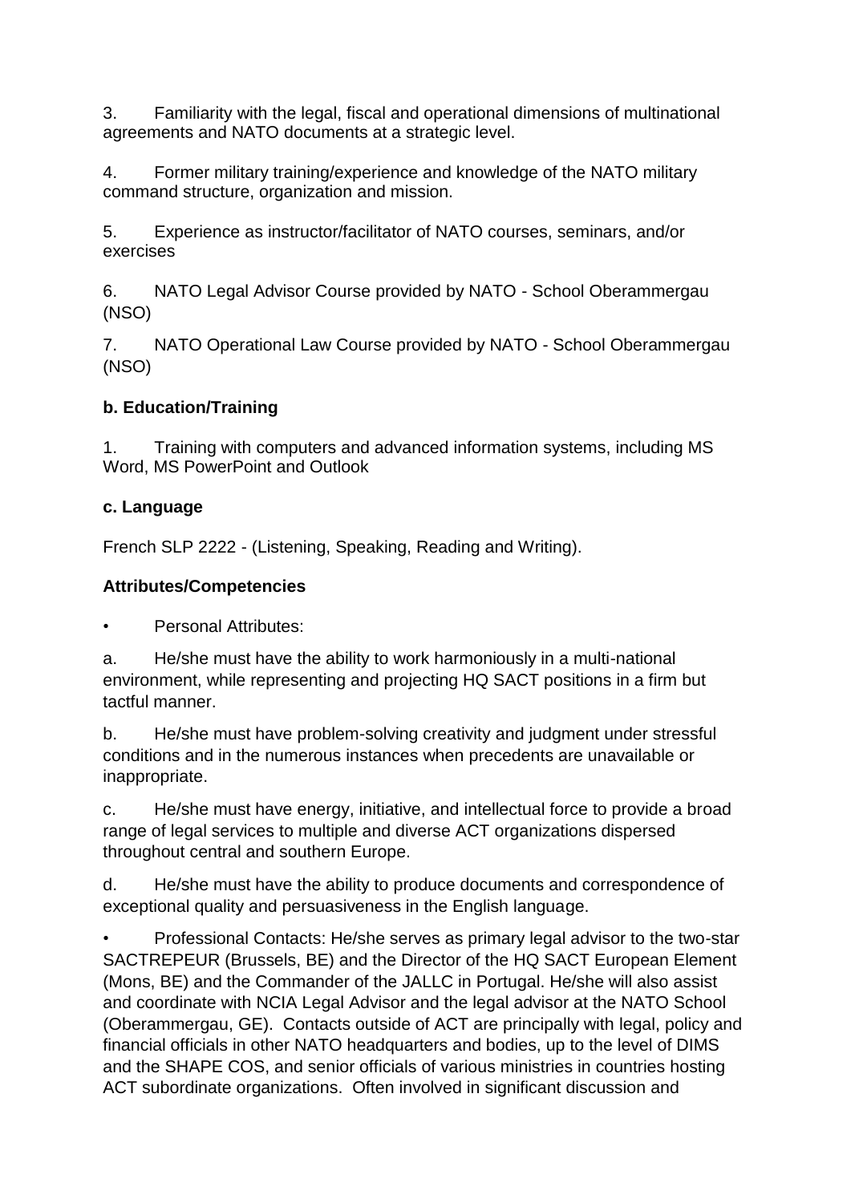3. Familiarity with the legal, fiscal and operational dimensions of multinational agreements and NATO documents at a strategic level.

4. Former military training/experience and knowledge of the NATO military command structure, organization and mission.

5. Experience as instructor/facilitator of NATO courses, seminars, and/or exercises

6. NATO Legal Advisor Course provided by NATO - School Oberammergau (NSO)

7. NATO Operational Law Course provided by NATO - School Oberammergau (NSO)

**b. Education/Training**

1. Training with computers and advanced information systems, including MS Word, MS PowerPoint and Outlook

**c. Language**

French SLP 2222 - (Listening, Speaking, Reading and Writing).

**Attributes/Competencies**

- Personal Attributes:

a. He/she must have the ability to work harmoniously in a multi-national environment, while representing and projecting HQ SACT positions in a firm but tactful manner.

b. He/she must have problem-solving creativity and judgment under stressful conditions and in the numerous instances when precedents are unavailable or inappropriate.

c. He/she must have energy, initiative, and intellectual force to provide a broad range of legal services to multiple and diverse ACT organizations dispersed throughout central and southern Europe.

d. He/she must have the ability to produce documents and correspondence of exceptional quality and persuasiveness in the English language.

- Professional Contacts: He/she serves as primary legal advisor to the two-star SACTREPEUR (Brussels, BE) and the Director of the HQ SACT European Element (Mons, BE) and the Commander of the JALLC in Portugal. He/she will also assist and coordinate with NCIA Legal Advisor and the legal advisor at the NATO School (Oberammergau, GE). Contacts outside of ACT are principally with legal, policy and financial officials in other NATO headquarters and bodies, up to the level of DIMS and the SHAPE COS, and senior officials of various ministries in countries hosting ACT subordinate organizations. Often involved in significant discussion and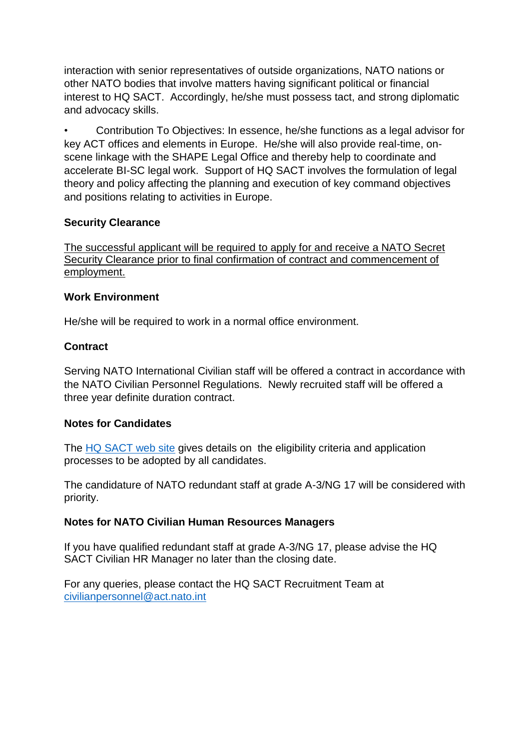interaction with senior representatives of outside organizations, NATO nations or other NATO bodies that involve matters having significant political or financial interest to HQ SACT. Accordingly, he/she must possess tact, and strong diplomatic and advocacy skills.

• Contribution To Objectives: In essence, he/she functions as a legal advisor for key ACT offices and elements in Europe. He/she will also provide real-time, on-scene linkage with the SHAPE Legal Office and thereby help to coordinate and accelerate BI-SC legal work. Support of HQ SACT involves the formulation of legal theory and policy affecting the planning and execution of key command objectives and positions relating to activities in Europe.

**Security Clearance**

The successful applicant will be required to apply for and receive a NATO Secret Security Clearance prior to final confirmation of contract and commencement of employment.

**Work Environment**

He/she will be required to work in a normal office environment.

**Contract**

Serving NATO International Civilian staff will be offered a contract in accordance with the NATO Civilian Personnel Regulations. Newly recruited staff will be offered a three year definite duration contract.

**Notes for Candidates**

The HQ SACT web site gives details on the eligibility criteria and application processes to be adopted by all candidates.

The candidature of NATO redundant staff at grade A-3/NG 17 will be considered with priority.

**Notes for NATO Civilian Human Resources Managers**

If you have qualified redundant staff at grade A-3/NG 17, please advise the HQ SACT Civilian HR Manager no later than the closing date.

For any queries, please contact the HQ SACT Recruitment Team at civilianpersonnel@act.nato.int